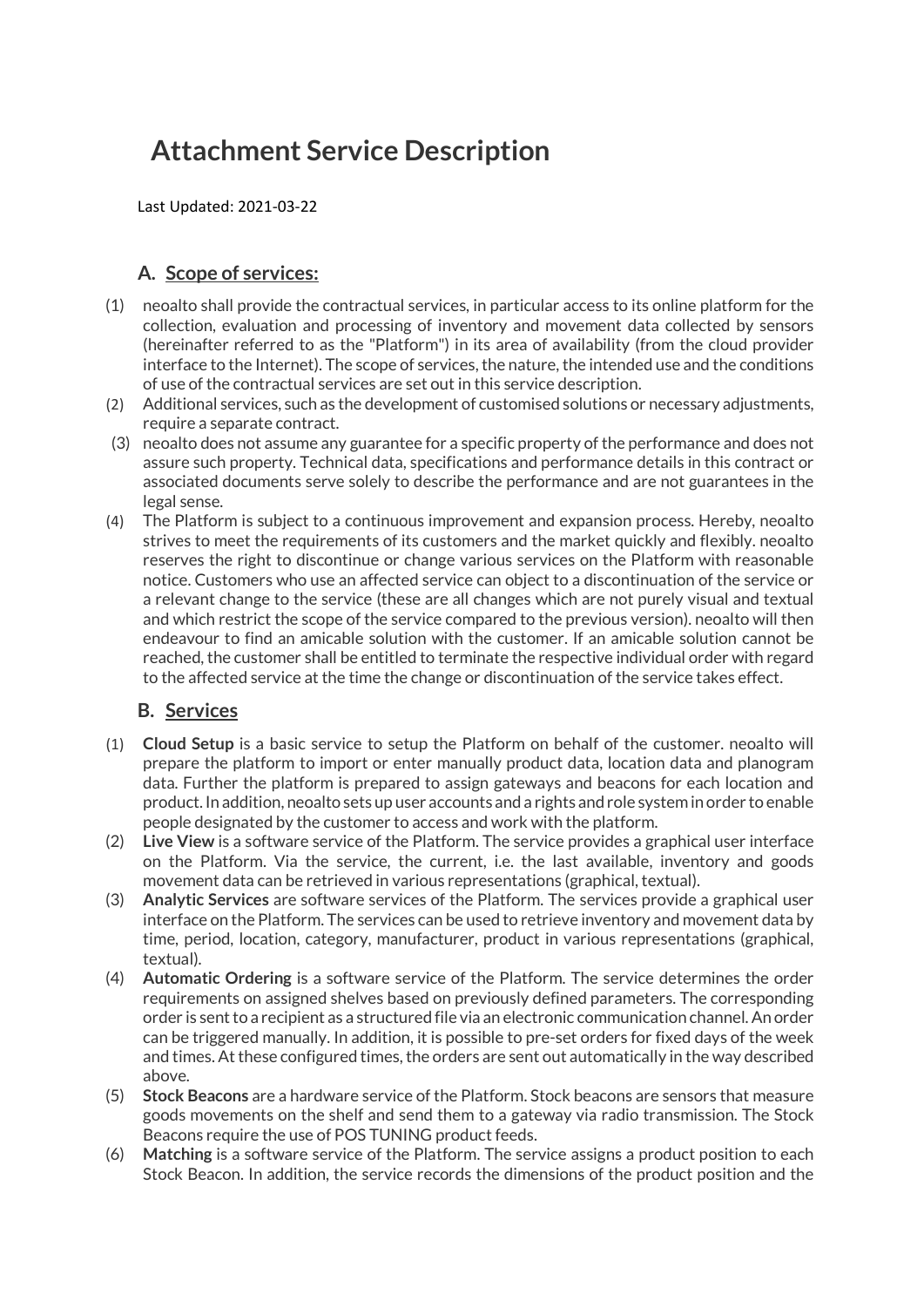# Attachment Service Description

Last Updated: 2021-03-22

## A. Scope of services:

(1) neoalto shall provide the contractual services, in particular access to its online platform for the collection, evaluation and processing of inventory and movement data collected by sensors (hereinafter referred to as the "Platform") in its area of availability (from the cloud provider interface to the Internet). The scope of services, the nature, the intended use and the conditions of use of the contractual services are set out in this service description.

(2) Additional services, such as the development of customised solutions or necessary adjustments, require a separate contract.

(3) neoalto does not assume any guarantee for a specific property of the performance and does not assure such property. Technical data, specifications and performance details in this contract or associated documents serve solely to describe the performance and are not guarantees in the legal sense.

(4) The Platform is subject to a continuous improvement and expansion process. Hereby, neoalto strives to meet the requirements of its customers and the market quickly and flexibly. neoalto reserves the right to discontinue or change various services on the Platform with reasonable notice. Customers who use an affected service can object to a discontinuation of the service or a relevant change to the service (these are all changes which are not purely visual and textual and which restrict the scope of the service compared to the previous version). neoalto will then endeavour to find an amicable solution with the customer. If an amicable solution cannot be reached, the customer shall be entitled to terminate the respective individual order with regard to the affected service at the time the change or discontinuation of the service takes effect.

## B. Services

(1) **Cloud Setup** is a basic service to setup the Platform on behalf of the customer. neoalto will prepare the platform to import or enter manually product data, location data and planogram data. Further the platform is prepared to assign gateways and beacons for each location and product. In addition, neoalto sets up user accounts and a rights and role system in order to enable people designated by the customer to access and work with the platform.

(2) **Live View** is a software service of the Platform. The service provides a graphical user interface on the Platform. Via the service, the current, i.e. the last available, inventory and goods movement data can be retrieved in various representations (graphical, textual).

(3) **Analytic Services** are software services of the Platform. The services provide a graphical user interface on the Platform. The services can be used to retrieve inventory and movement data by time, period, location, category, manufacturer, product in various representations (graphical, textual).

(4) **Automatic Ordering** is a software service of the Platform. The service determines the order requirements on assigned shelves based on previously defined parameters. The corresponding order is sent to a recipient as a structured file via an electronic communication channel. An order can be triggered manually. In addition, it is possible to pre-set orders for fixed days of the week and times. At these configured times, the orders are sent out automatically in the way described above.

(5) **Stock Beacons** are a hardware service of the Platform. Stock beacons are sensors that measure goods movements on the shelf and send them to a gateway via radio transmission. The Stock Beacons require the use of POS TUNING product feeds.

(6) **Matching** is a software service of the Platform. The service assigns a product position to each Stock Beacon. In addition, the service records the dimensions of the product position and the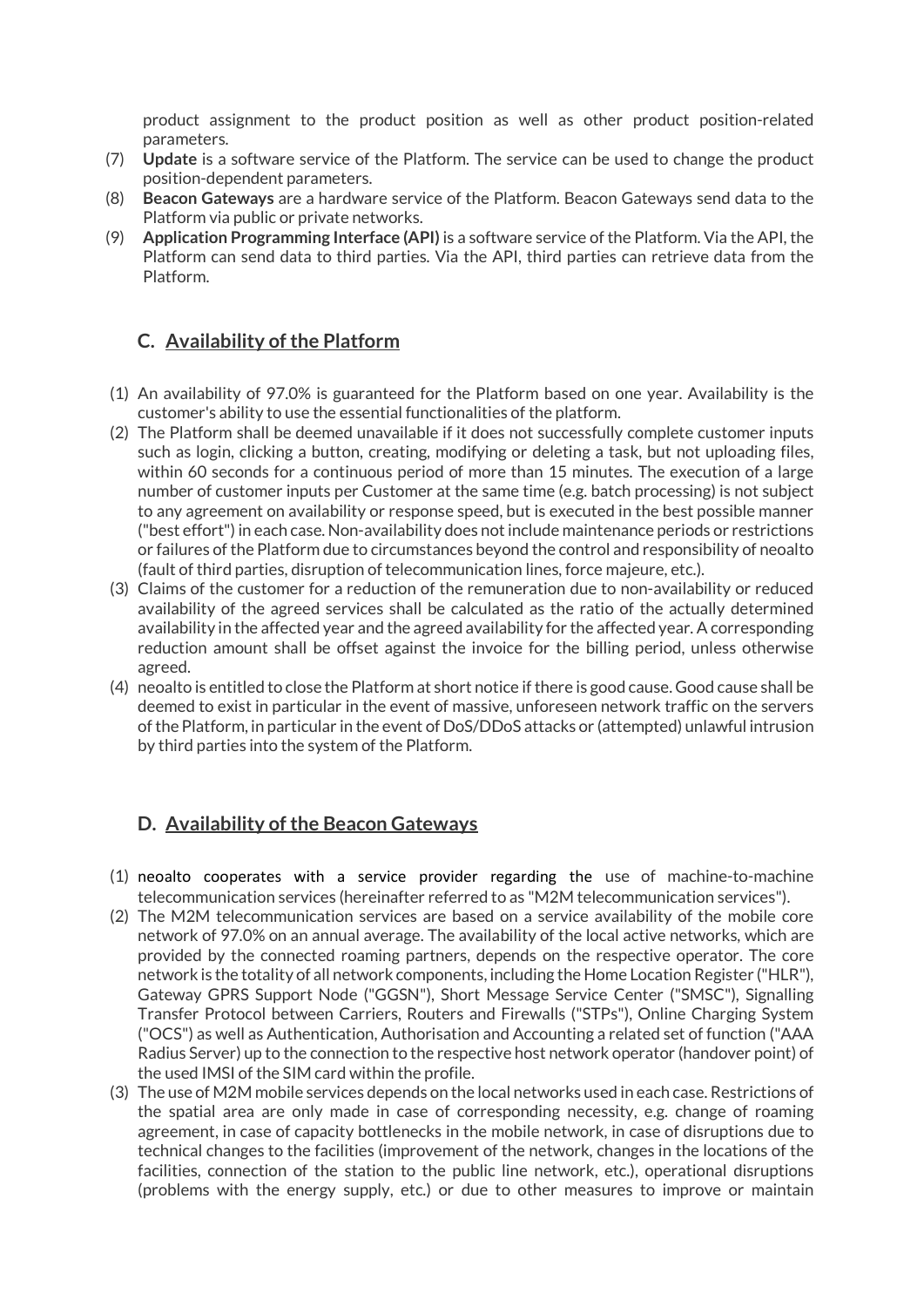product assignment to the product position as well as other product position-related parameters.

(7) **Update** is a software service of the Platform. The service can be used to change the product position-dependent parameters.

(8) **Beacon Gateways** are a hardware service of the Platform. Beacon Gateways send data to the Platform via public or private networks.

(9) **Application Programming Interface (API)** is a software service of the Platform. Via the API, the Platform can send data to third parties. Via the API, third parties can retrieve data from the Platform.

## C. Availability of the Platform

(1) An availability of 97.0% is guaranteed for the Platform based on one year. Availability is the customer's ability to use the essential functionalities of the platform.

(2) The Platform shall be deemed unavailable if it does not successfully complete customer inputs such as login, clicking a button, creating, modifying or deleting a task, but not uploading files, within 60 seconds for a continuous period of more than 15 minutes. The execution of a large number of customer inputs per Customer at the same time (e.g. batch processing) is not subject to any agreement on availability or response speed, but is executed in the best possible manner ("best effort") in each case. Non-availability does not include maintenance periods or restrictions or failures of the Platform due to circumstances beyond the control and responsibility of neoalto (fault of third parties, disruption of telecommunication lines, force majeure, etc.).

(3) Claims of the customer for a reduction of the remuneration due to non-availability or reduced availability of the agreed services shall be calculated as the ratio of the actually determined availability in the affected year and the agreed availability for the affected year. A corresponding reduction amount shall be offset against the invoice for the billing period, unless otherwise agreed.

(4) neoalto is entitled to close the Platform at short notice if there is good cause. Good cause shall be deemed to exist in particular in the event of massive, unforeseen network traffic on the servers of the Platform, in particular in the event of DoS/DDoS attacks or (attempted) unlawful intrusion by third parties into the system of the Platform.

## D. Availability of the Beacon Gateways

(1) neoalto cooperates with a service provider regarding the use of machine-to-machine telecommunication services (hereinafter referred to as "M2M telecommunication services").

(2) The M2M telecommunication services are based on a service availability of the mobile core network of 97.0% on an annual average. The availability of the local active networks, which are provided by the connected roaming partners, depends on the respective operator. The core network is the totality of all network components, including the Home Location Register ("HLR"), Gateway GPRS Support Node ("GGSN"), Short Message Service Center ("SMSC"), Signalling Transfer Protocol between Carriers, Routers and Firewalls ("STPs"), Online Charging System ("OCS") as well as Authentication, Authorisation and Accounting a related set of function ("AAA Radius Server) up to the connection to the respective host network operator (handover point) of the used IMSI of the SIM card within the profile.

(3) The use of M2M mobile services depends on the local networks used in each case. Restrictions of the spatial area are only made in case of corresponding necessity, e.g. change of roaming agreement, in case of capacity bottlenecks in the mobile network, in case of disruptions due to technical changes to the facilities (improvement of the network, changes in the locations of the facilities, connection of the station to the public line network, etc.), operational disruptions (problems with the energy supply, etc.) or due to other measures to improve or maintain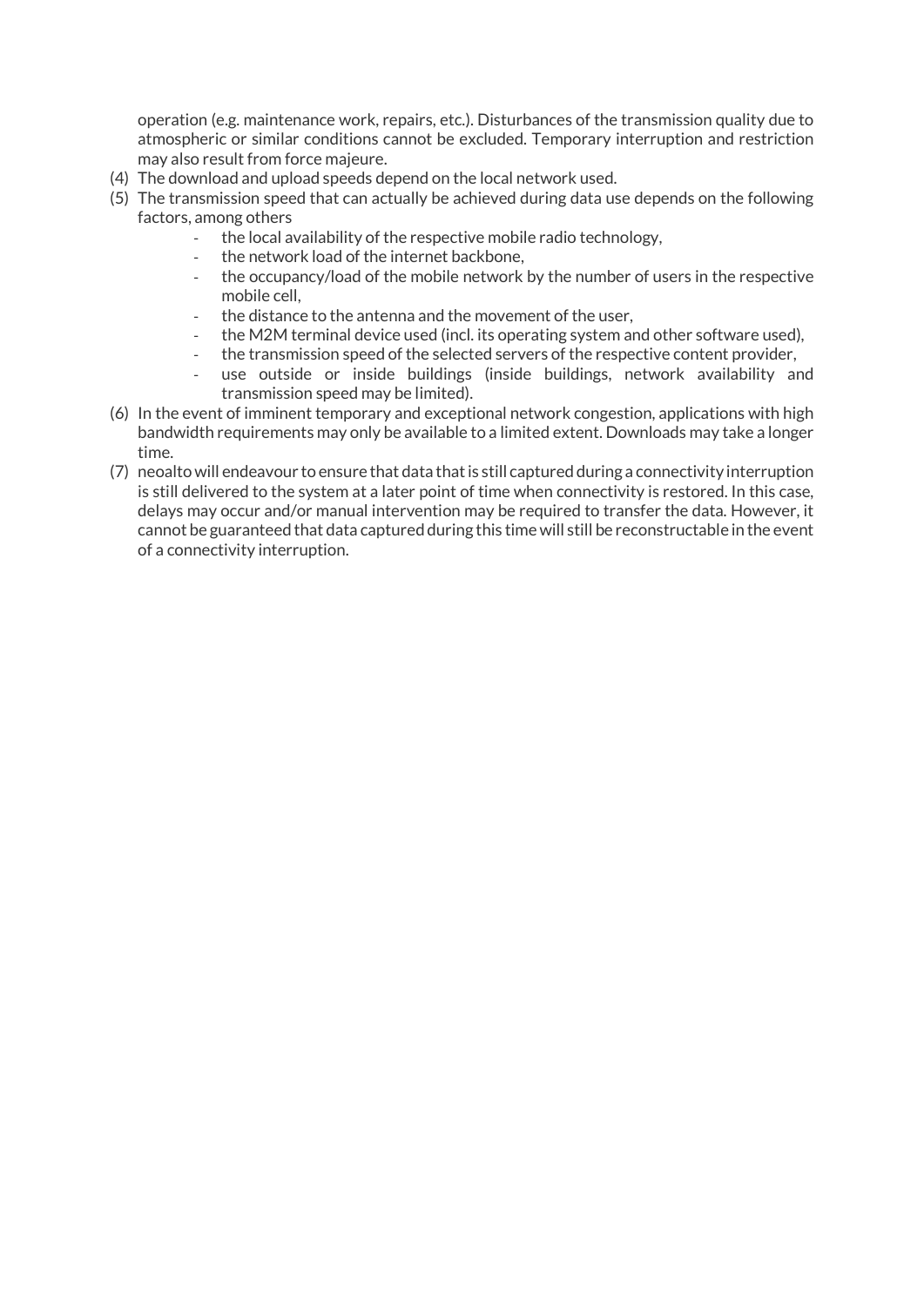operation (e.g. maintenance work, repairs, etc.). Disturbances of the transmission quality due to atmospheric or similar conditions cannot be excluded. Temporary interruption and restriction may also result from force majeure.

(4) The download and upload speeds depend on the local network used.

(5) The transmission speed that can actually be achieved during data use depends on the following factors, among others

- the local availability of the respective mobile radio technology,
- the network load of the internet backbone,
- the occupancy/load of the mobile network by the number of users in the respective mobile cell,
- the distance to the antenna and the movement of the user,
- the M2M terminal device used (incl. its operating system and other software used),
- the transmission speed of the selected servers of the respective content provider,
- use outside or inside buildings (inside buildings, network availability and transmission speed may be limited).

(6) In the event of imminent temporary and exceptional network congestion, applications with high bandwidth requirements may only be available to a limited extent. Downloads may take a longer time.

(7) neoalto will endeavour to ensure that data that is still captured during a connectivity interruption is still delivered to the system at a later point of time when connectivity is restored. In this case, delays may occur and/or manual intervention may be required to transfer the data. However, it cannot be guaranteed that data captured during this time will still be reconstructable in the event of a connectivity interruption.